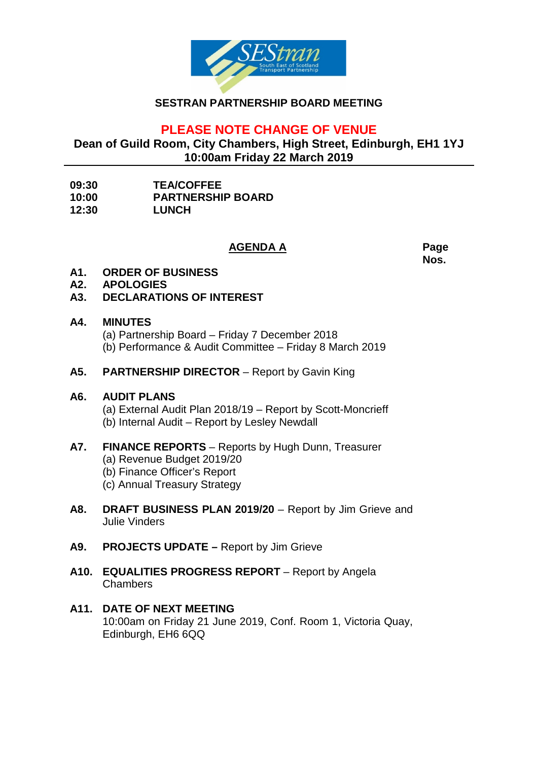**SESTRAN PARTNERSHIP BOARD MEETING**

**PLEASE NOTE CHANGE OF VENUE**

**Dean of Guild Room, City Chambers, High Street, Edinburgh, EH1 1YJ**
**10:00am Friday 22 March 2019**

---

| | |
|---|---|
| **09:30** | **TEA/COFFEE** |
| **10:00** | **PARTNERSHIP BOARD** |
| **12:30** | **LUNCH** |

## AGENDA A

**Page Nos.**

**A1. ORDER OF BUSINESS**

**A2. APOLOGIES**

**A3. DECLARATIONS OF INTEREST**

**A4. MINUTES**
(a) Partnership Board – Friday 7 December 2018
(b) Performance & Audit Committee – Friday 8 March 2019

**A5. PARTNERSHIP DIRECTOR** – Report by Gavin King

**A6. AUDIT PLANS**
(a) External Audit Plan 2018/19 – Report by Scott-Moncrieff
(b) Internal Audit – Report by Lesley Newdall

**A7. FINANCE REPORTS** – Reports by Hugh Dunn, Treasurer
(a) Revenue Budget 2019/20
(b) Finance Officer's Report
(c) Annual Treasury Strategy

**A8. DRAFT BUSINESS PLAN 2019/20** – Report by Jim Grieve and Julie Vinders

**A9. PROJECTS UPDATE –** Report by Jim Grieve

**A10. EQUALITIES PROGRESS REPORT** – Report by Angela Chambers

**A11. DATE OF NEXT MEETING**
10:00am on Friday 21 June 2019, Conf. Room 1, Victoria Quay, Edinburgh, EH6 6QQ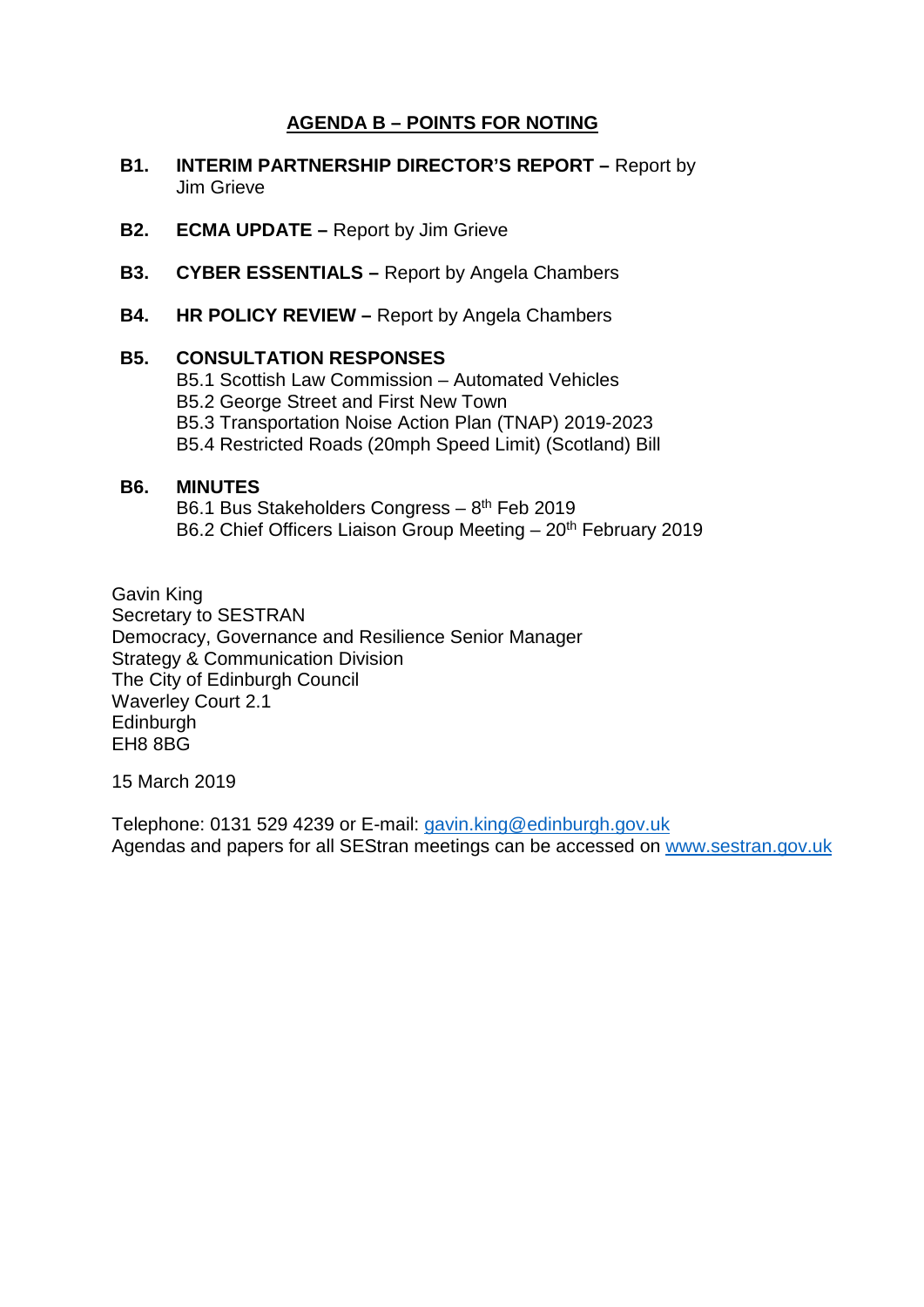## AGENDA B – POINTS FOR NOTING

**B1. INTERIM PARTNERSHIP DIRECTOR'S REPORT –** Report by Jim Grieve

**B2. ECMA UPDATE –** Report by Jim Grieve

**B3. CYBER ESSENTIALS –** Report by Angela Chambers

**B4. HR POLICY REVIEW –** Report by Angela Chambers

**B5. CONSULTATION RESPONSES**

B5.1 Scottish Law Commission – Automated Vehicles
B5.2 George Street and First New Town
B5.3 Transportation Noise Action Plan (TNAP) 2019-2023
B5.4 Restricted Roads (20mph Speed Limit) (Scotland) Bill

**B6. MINUTES**

B6.1 Bus Stakeholders Congress – 8th Feb 2019
B6.2 Chief Officers Liaison Group Meeting – 20th February 2019

Gavin King
Secretary to SESTRAN
Democracy, Governance and Resilience Senior Manager
Strategy & Communication Division
The City of Edinburgh Council
Waverley Court 2.1
Edinburgh
EH8 8BG

15 March 2019

Telephone: 0131 529 4239 or E-mail: gavin.king@edinburgh.gov.uk
Agendas and papers for all SEStran meetings can be accessed on www.sestran.gov.uk